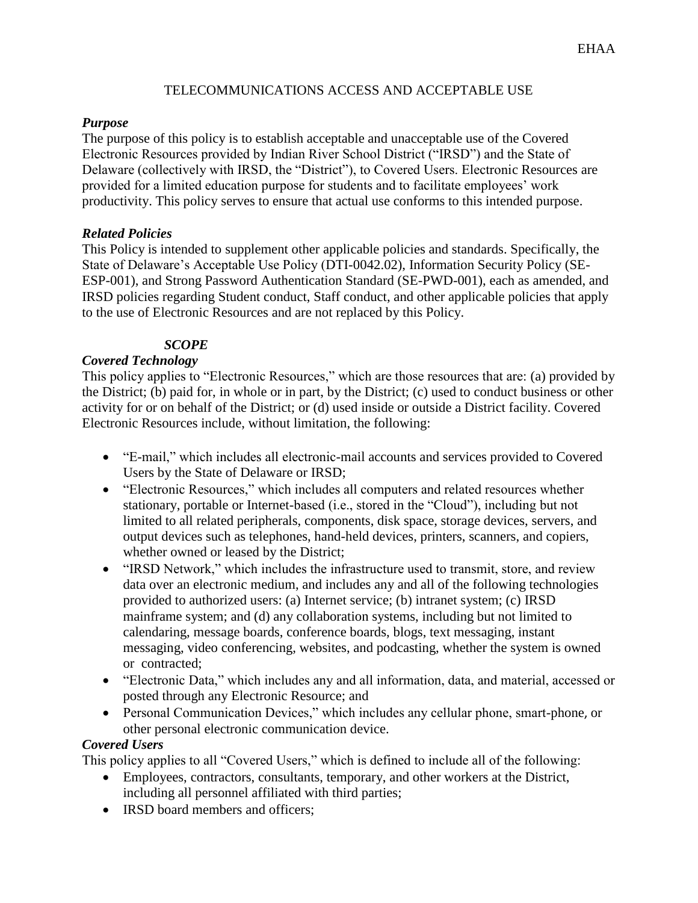EHAA

# TELECOMMUNICATIONS ACCESS AND ACCEPTABLE USE

***Purpose***

The purpose of this policy is to establish acceptable and unacceptable use of the Covered Electronic Resources provided by Indian River School District ("IRSD") and the State of Delaware (collectively with IRSD, the "District"), to Covered Users. Electronic Resources are provided for a limited education purpose for students and to facilitate employees' work productivity. This policy serves to ensure that actual use conforms to this intended purpose.

***Related Policies***

This Policy is intended to supplement other applicable policies and standards. Specifically, the State of Delaware's Acceptable Use Policy (DTI-0042.02), Information Security Policy (SE-ESP-001), and Strong Password Authentication Standard (SE-PWD-001), each as amended, and IRSD policies regarding Student conduct, Staff conduct, and other applicable policies that apply to the use of Electronic Resources and are not replaced by this Policy.

***SCOPE***

***Covered Technology***

This policy applies to "Electronic Resources," which are those resources that are: (a) provided by the District; (b) paid for, in whole or in part, by the District; (c) used to conduct business or other activity for or on behalf of the District; or (d) used inside or outside a District facility. Covered Electronic Resources include, without limitation, the following:

- "E-mail," which includes all electronic-mail accounts and services provided to Covered Users by the State of Delaware or IRSD;
- "Electronic Resources," which includes all computers and related resources whether stationary, portable or Internet-based (i.e., stored in the "Cloud"), including but not limited to all related peripherals, components, disk space, storage devices, servers, and output devices such as telephones, hand-held devices, printers, scanners, and copiers, whether owned or leased by the District;
- "IRSD Network," which includes the infrastructure used to transmit, store, and review data over an electronic medium, and includes any and all of the following technologies provided to authorized users: (a) Internet service; (b) intranet system; (c) IRSD mainframe system; and (d) any collaboration systems, including but not limited to calendaring, message boards, conference boards, blogs, text messaging, instant messaging, video conferencing, websites, and podcasting, whether the system is owned or contracted;
- "Electronic Data," which includes any and all information, data, and material, accessed or posted through any Electronic Resource; and
- Personal Communication Devices," which includes any cellular phone, smart-phone, or other personal electronic communication device.

***Covered Users***

This policy applies to all "Covered Users," which is defined to include all of the following:

- Employees, contractors, consultants, temporary, and other workers at the District, including all personnel affiliated with third parties;
- IRSD board members and officers;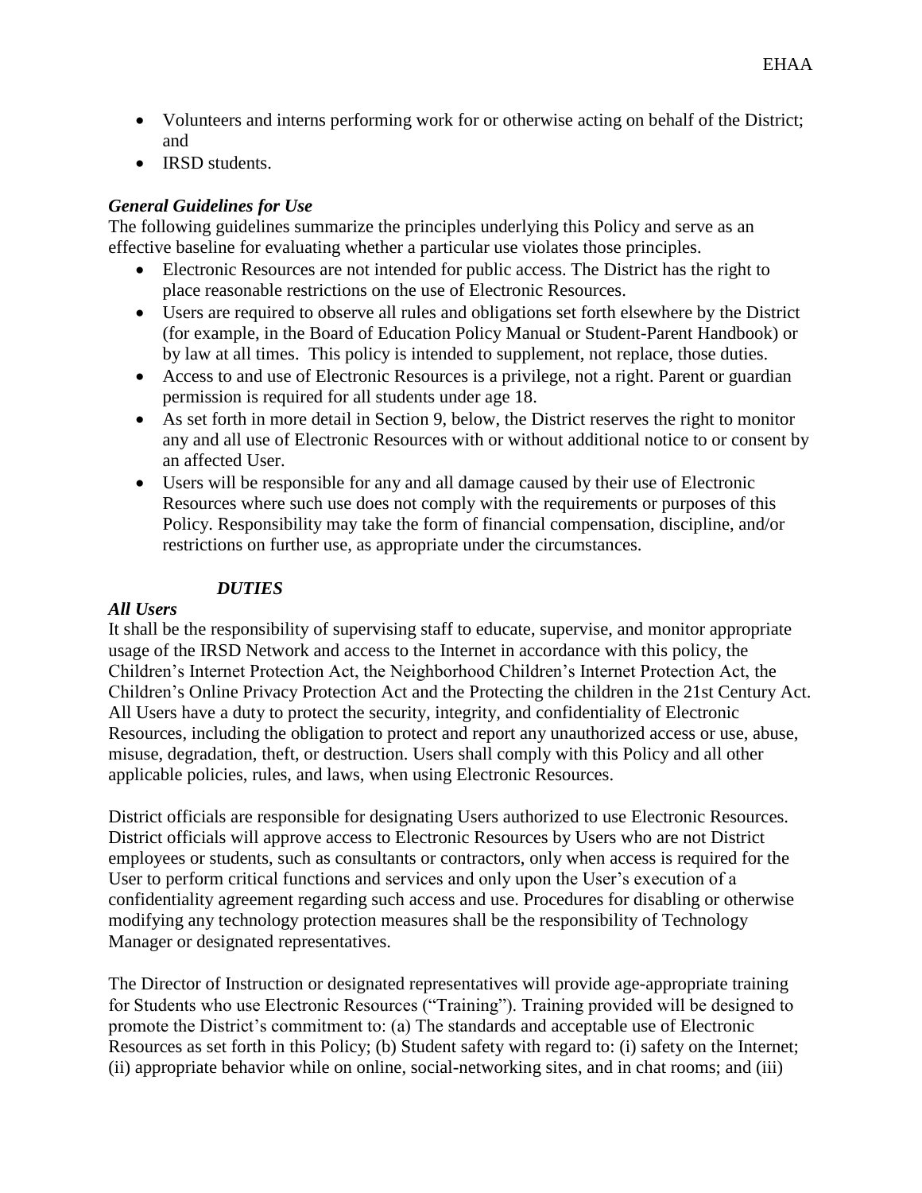- Volunteers and interns performing work for or otherwise acting on behalf of the District; and
- IRSD students.

### *General Guidelines for Use*

The following guidelines summarize the principles underlying this Policy and serve as an effective baseline for evaluating whether a particular use violates those principles.

- Electronic Resources are not intended for public access. The District has the right to place reasonable restrictions on the use of Electronic Resources.
- Users are required to observe all rules and obligations set forth elsewhere by the District (for example, in the Board of Education Policy Manual or Student-Parent Handbook) or by law at all times. This policy is intended to supplement, not replace, those duties.
- Access to and use of Electronic Resources is a privilege, not a right. Parent or guardian permission is required for all students under age 18.
- As set forth in more detail in Section 9, below, the District reserves the right to monitor any and all use of Electronic Resources with or without additional notice to or consent by an affected User.
- Users will be responsible for any and all damage caused by their use of Electronic Resources where such use does not comply with the requirements or purposes of this Policy. Responsibility may take the form of financial compensation, discipline, and/or restrictions on further use, as appropriate under the circumstances.

## *DUTIES*

### *All Users*

It shall be the responsibility of supervising staff to educate, supervise, and monitor appropriate usage of the IRSD Network and access to the Internet in accordance with this policy, the Children's Internet Protection Act, the Neighborhood Children's Internet Protection Act, the Children's Online Privacy Protection Act and the Protecting the children in the 21st Century Act. All Users have a duty to protect the security, integrity, and confidentiality of Electronic Resources, including the obligation to protect and report any unauthorized access or use, abuse, misuse, degradation, theft, or destruction. Users shall comply with this Policy and all other applicable policies, rules, and laws, when using Electronic Resources.

District officials are responsible for designating Users authorized to use Electronic Resources. District officials will approve access to Electronic Resources by Users who are not District employees or students, such as consultants or contractors, only when access is required for the User to perform critical functions and services and only upon the User's execution of a confidentiality agreement regarding such access and use. Procedures for disabling or otherwise modifying any technology protection measures shall be the responsibility of Technology Manager or designated representatives.

The Director of Instruction or designated representatives will provide age-appropriate training for Students who use Electronic Resources ("Training"). Training provided will be designed to promote the District's commitment to: (a) The standards and acceptable use of Electronic Resources as set forth in this Policy; (b) Student safety with regard to: (i) safety on the Internet; (ii) appropriate behavior while on online, social-networking sites, and in chat rooms; and (iii)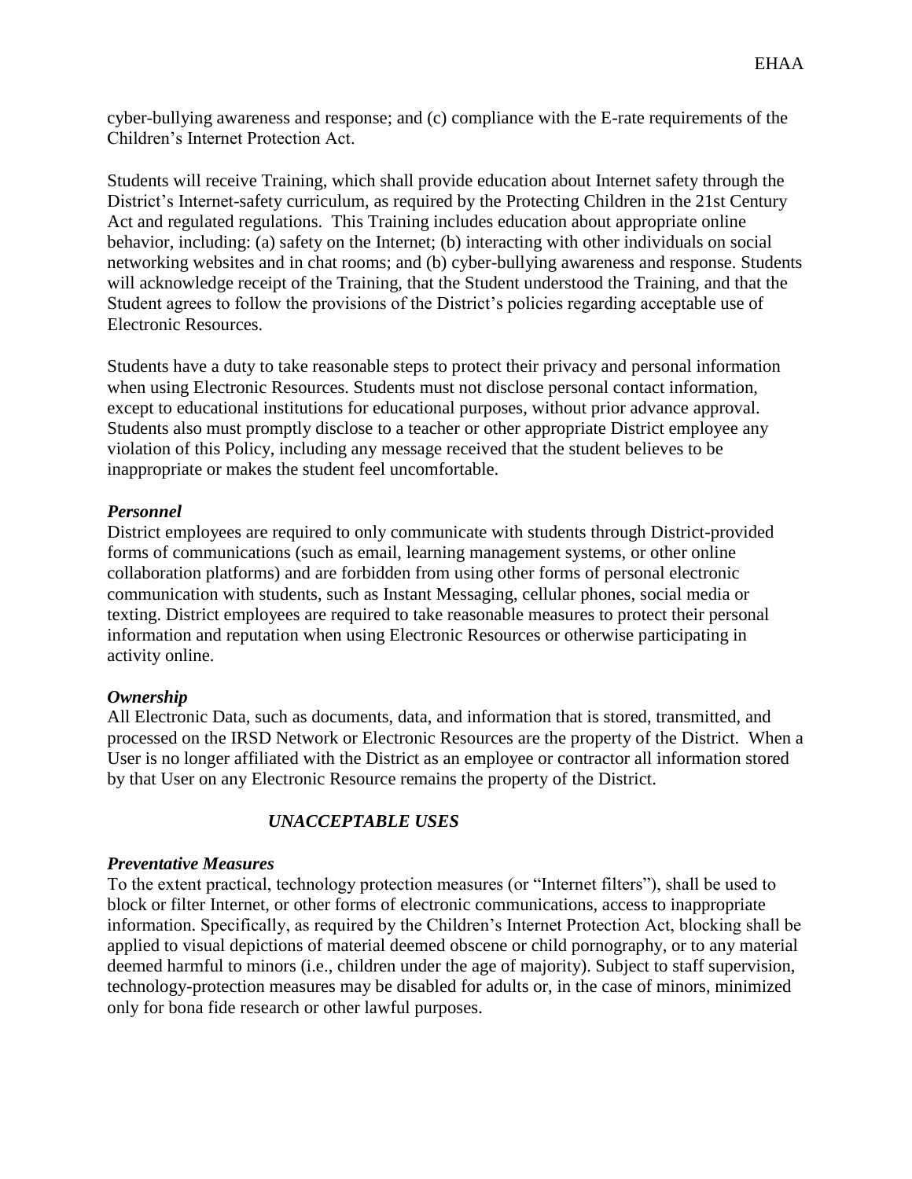cyber-bullying awareness and response; and (c) compliance with the E-rate requirements of the Children's Internet Protection Act.

Students will receive Training, which shall provide education about Internet safety through the District's Internet-safety curriculum, as required by the Protecting Children in the 21st Century Act and regulated regulations. This Training includes education about appropriate online behavior, including: (a) safety on the Internet; (b) interacting with other individuals on social networking websites and in chat rooms; and (b) cyber-bullying awareness and response. Students will acknowledge receipt of the Training, that the Student understood the Training, and that the Student agrees to follow the provisions of the District's policies regarding acceptable use of Electronic Resources.

Students have a duty to take reasonable steps to protect their privacy and personal information when using Electronic Resources. Students must not disclose personal contact information, except to educational institutions for educational purposes, without prior advance approval. Students also must promptly disclose to a teacher or other appropriate District employee any violation of this Policy, including any message received that the student believes to be inappropriate or makes the student feel uncomfortable.

***Personnel***

District employees are required to only communicate with students through District-provided forms of communications (such as email, learning management systems, or other online collaboration platforms) and are forbidden from using other forms of personal electronic communication with students, such as Instant Messaging, cellular phones, social media or texting. District employees are required to take reasonable measures to protect their personal information and reputation when using Electronic Resources or otherwise participating in activity online.

***Ownership***

All Electronic Data, such as documents, data, and information that is stored, transmitted, and processed on the IRSD Network or Electronic Resources are the property of the District. When a User is no longer affiliated with the District as an employee or contractor all information stored by that User on any Electronic Resource remains the property of the District.

## ***UNACCEPTABLE USES***

***Preventative Measures***

To the extent practical, technology protection measures (or "Internet filters"), shall be used to block or filter Internet, or other forms of electronic communications, access to inappropriate information. Specifically, as required by the Children's Internet Protection Act, blocking shall be applied to visual depictions of material deemed obscene or child pornography, or to any material deemed harmful to minors (i.e., children under the age of majority). Subject to staff supervision, technology-protection measures may be disabled for adults or, in the case of minors, minimized only for bona fide research or other lawful purposes.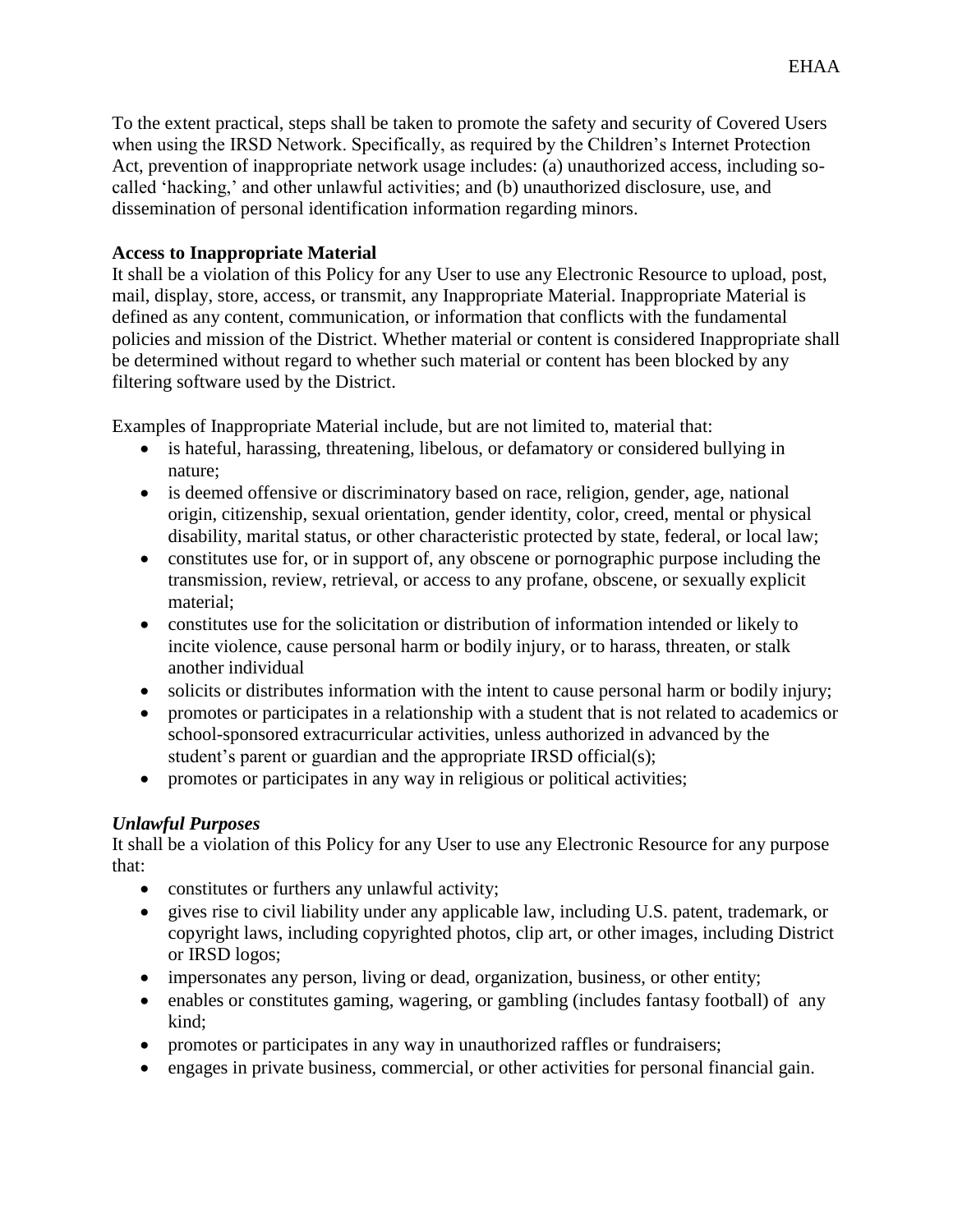To the extent practical, steps shall be taken to promote the safety and security of Covered Users when using the IRSD Network. Specifically, as required by the Children's Internet Protection Act, prevention of inappropriate network usage includes: (a) unauthorized access, including so-called 'hacking,' and other unlawful activities; and (b) unauthorized disclosure, use, and dissemination of personal identification information regarding minors.

**Access to Inappropriate Material**

It shall be a violation of this Policy for any User to use any Electronic Resource to upload, post, mail, display, store, access, or transmit, any Inappropriate Material. Inappropriate Material is defined as any content, communication, or information that conflicts with the fundamental policies and mission of the District. Whether material or content is considered Inappropriate shall be determined without regard to whether such material or content has been blocked by any filtering software used by the District.

Examples of Inappropriate Material include, but are not limited to, material that:

- is hateful, harassing, threatening, libelous, or defamatory or considered bullying in nature;
- is deemed offensive or discriminatory based on race, religion, gender, age, national origin, citizenship, sexual orientation, gender identity, color, creed, mental or physical disability, marital status, or other characteristic protected by state, federal, or local law;
- constitutes use for, or in support of, any obscene or pornographic purpose including the transmission, review, retrieval, or access to any profane, obscene, or sexually explicit material;
- constitutes use for the solicitation or distribution of information intended or likely to incite violence, cause personal harm or bodily injury, or to harass, threaten, or stalk another individual
- solicits or distributes information with the intent to cause personal harm or bodily injury;
- promotes or participates in a relationship with a student that is not related to academics or school-sponsored extracurricular activities, unless authorized in advanced by the student's parent or guardian and the appropriate IRSD official(s);
- promotes or participates in any way in religious or political activities;

***Unlawful Purposes***

It shall be a violation of this Policy for any User to use any Electronic Resource for any purpose that:

- constitutes or furthers any unlawful activity;
- gives rise to civil liability under any applicable law, including U.S. patent, trademark, or copyright laws, including copyrighted photos, clip art, or other images, including District or IRSD logos;
- impersonates any person, living or dead, organization, business, or other entity;
- enables or constitutes gaming, wagering, or gambling (includes fantasy football) of any kind;
- promotes or participates in any way in unauthorized raffles or fundraisers;
- engages in private business, commercial, or other activities for personal financial gain.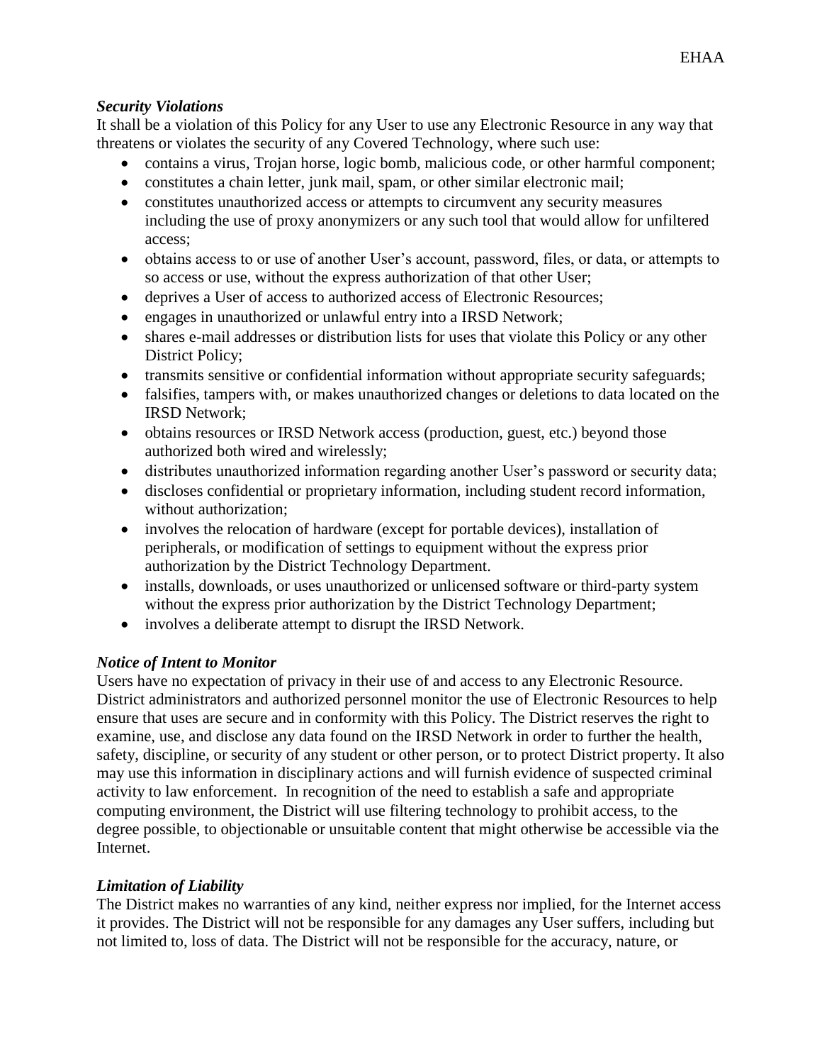***Security Violations***

It shall be a violation of this Policy for any User to use any Electronic Resource in any way that threatens or violates the security of any Covered Technology, where such use:

- contains a virus, Trojan horse, logic bomb, malicious code, or other harmful component;
- constitutes a chain letter, junk mail, spam, or other similar electronic mail;
- constitutes unauthorized access or attempts to circumvent any security measures including the use of proxy anonymizers or any such tool that would allow for unfiltered access;
- obtains access to or use of another User's account, password, files, or data, or attempts to so access or use, without the express authorization of that other User;
- deprives a User of access to authorized access of Electronic Resources;
- engages in unauthorized or unlawful entry into a IRSD Network;
- shares e-mail addresses or distribution lists for uses that violate this Policy or any other District Policy;
- transmits sensitive or confidential information without appropriate security safeguards;
- falsifies, tampers with, or makes unauthorized changes or deletions to data located on the IRSD Network;
- obtains resources or IRSD Network access (production, guest, etc.) beyond those authorized both wired and wirelessly;
- distributes unauthorized information regarding another User's password or security data;
- discloses confidential or proprietary information, including student record information, without authorization;
- involves the relocation of hardware (except for portable devices), installation of peripherals, or modification of settings to equipment without the express prior authorization by the District Technology Department.
- installs, downloads, or uses unauthorized or unlicensed software or third-party system without the express prior authorization by the District Technology Department;
- involves a deliberate attempt to disrupt the IRSD Network.

***Notice of Intent to Monitor***

Users have no expectation of privacy in their use of and access to any Electronic Resource. District administrators and authorized personnel monitor the use of Electronic Resources to help ensure that uses are secure and in conformity with this Policy. The District reserves the right to examine, use, and disclose any data found on the IRSD Network in order to further the health, safety, discipline, or security of any student or other person, or to protect District property. It also may use this information in disciplinary actions and will furnish evidence of suspected criminal activity to law enforcement. In recognition of the need to establish a safe and appropriate computing environment, the District will use filtering technology to prohibit access, to the degree possible, to objectionable or unsuitable content that might otherwise be accessible via the Internet.

***Limitation of Liability***

The District makes no warranties of any kind, neither express nor implied, for the Internet access it provides. The District will not be responsible for any damages any User suffers, including but not limited to, loss of data. The District will not be responsible for the accuracy, nature, or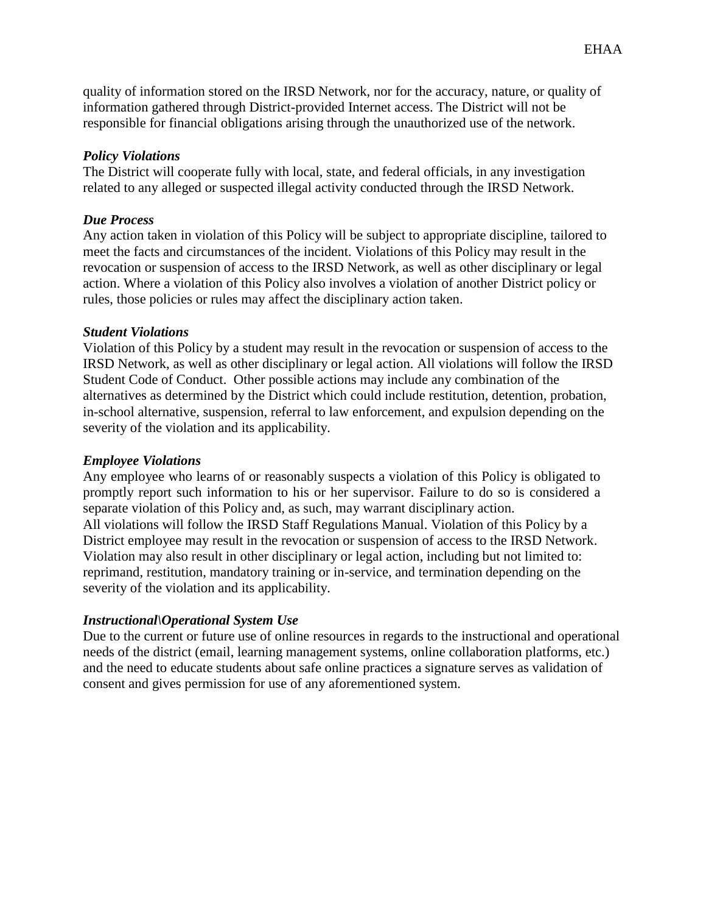quality of information stored on the IRSD Network, nor for the accuracy, nature, or quality of information gathered through District-provided Internet access. The District will not be responsible for financial obligations arising through the unauthorized use of the network.

***Policy Violations***
The District will cooperate fully with local, state, and federal officials, in any investigation related to any alleged or suspected illegal activity conducted through the IRSD Network.

***Due Process***
Any action taken in violation of this Policy will be subject to appropriate discipline, tailored to meet the facts and circumstances of the incident. Violations of this Policy may result in the revocation or suspension of access to the IRSD Network, as well as other disciplinary or legal action. Where a violation of this Policy also involves a violation of another District policy or rules, those policies or rules may affect the disciplinary action taken.

***Student Violations***
Violation of this Policy by a student may result in the revocation or suspension of access to the IRSD Network, as well as other disciplinary or legal action. All violations will follow the IRSD Student Code of Conduct. Other possible actions may include any combination of the alternatives as determined by the District which could include restitution, detention, probation, in-school alternative, suspension, referral to law enforcement, and expulsion depending on the severity of the violation and its applicability.

***Employee Violations***
Any employee who learns of or reasonably suspects a violation of this Policy is obligated to promptly report such information to his or her supervisor. Failure to do so is considered a separate violation of this Policy and, as such, may warrant disciplinary action.
All violations will follow the IRSD Staff Regulations Manual. Violation of this Policy by a District employee may result in the revocation or suspension of access to the IRSD Network. Violation may also result in other disciplinary or legal action, including but not limited to: reprimand, restitution, mandatory training or in-service, and termination depending on the severity of the violation and its applicability.

***Instructional\Operational System Use***
Due to the current or future use of online resources in regards to the instructional and operational needs of the district (email, learning management systems, online collaboration platforms, etc.) and the need to educate students about safe online practices a signature serves as validation of consent and gives permission for use of any aforementioned system.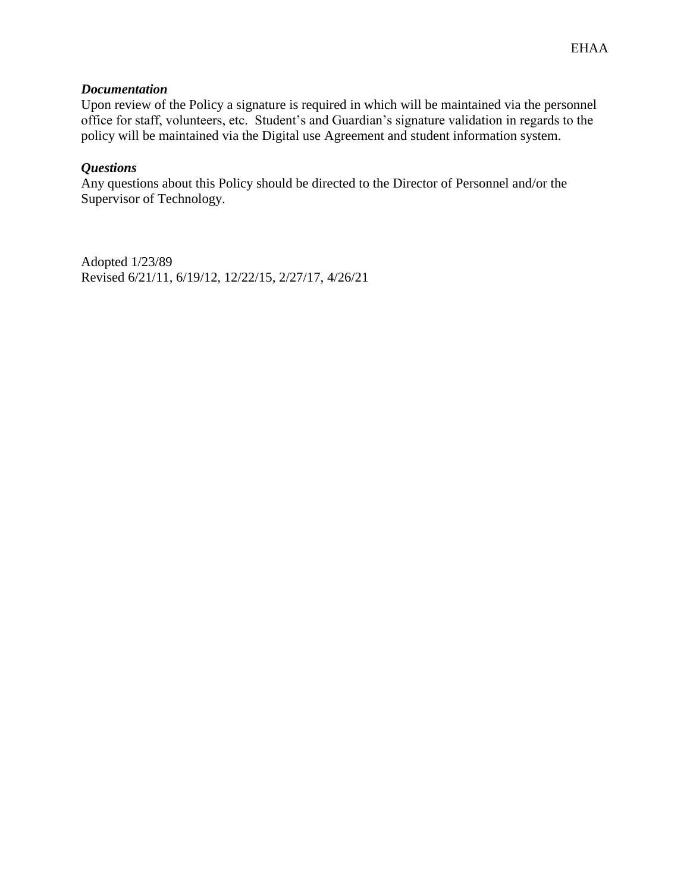***Documentation***

Upon review of the Policy a signature is required in which will be maintained via the personnel office for staff, volunteers, etc. Student's and Guardian's signature validation in regards to the policy will be maintained via the Digital use Agreement and student information system.

***Questions***

Any questions about this Policy should be directed to the Director of Personnel and/or the Supervisor of Technology.

Adopted 1/23/89
Revised 6/21/11, 6/19/12, 12/22/15, 2/27/17, 4/26/21